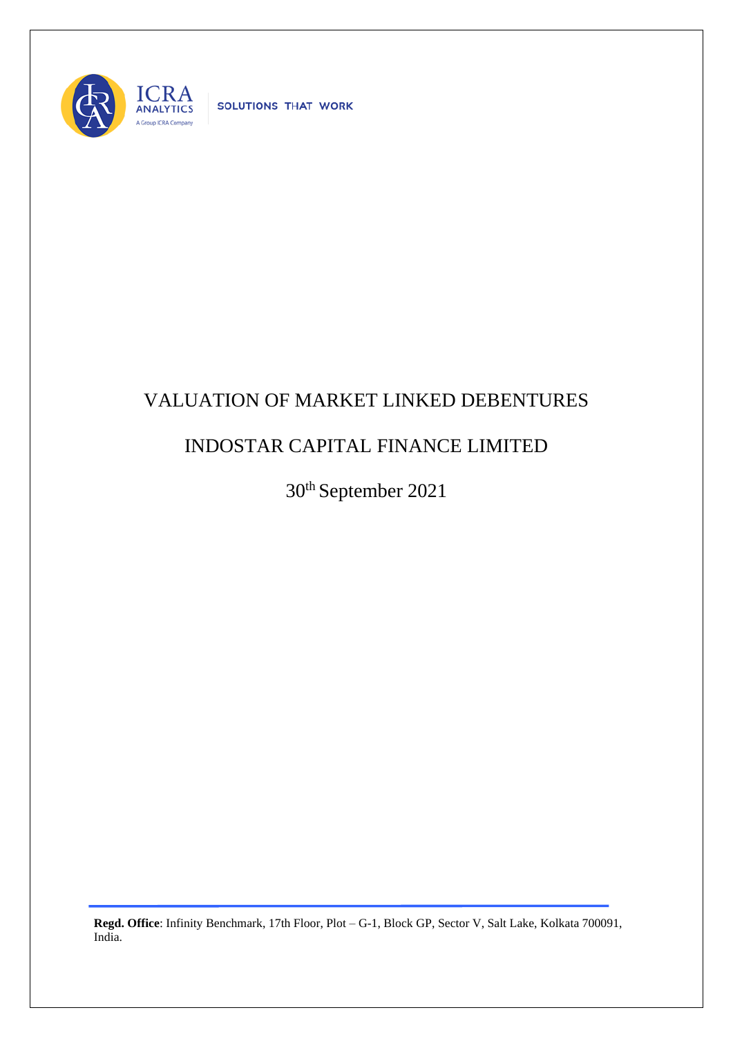# VALUATION OF MARKET LINKED DEBENTURES

## INDOSTAR CAPITAL FINANCE LIMITED

30th September 2021

**Regd. Office**: Infinity Benchmark, 17th Floor, Plot – G-1, Block GP, Sector V, Salt Lake, Kolkata 700091, India.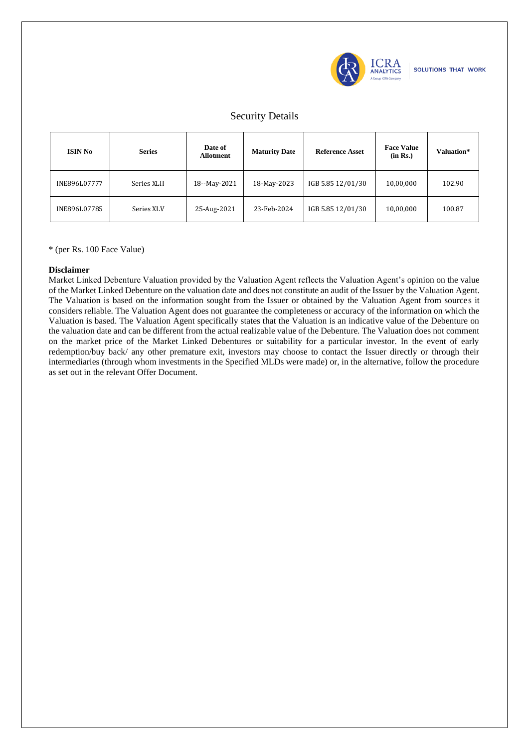## Security Details

| ISIN No | Series | Date of Allotment | Maturity Date | Reference Asset | Face Value (in Rs.) | Valuation* |
|---|---|---|---|---|---|---|
| INE896L07777 | Series XLII | 18--May-2021 | 18-May-2023 | IGB 5.85 12/01/30 | 10,00,000 | 102.90 |
| INE896L07785 | Series XLV | 25-Aug-2021 | 23-Feb-2024 | IGB 5.85 12/01/30 | 10,00,000 | 100.87 |

* (per Rs. 100 Face Value)

**Disclaimer**

Market Linked Debenture Valuation provided by the Valuation Agent reflects the Valuation Agent's opinion on the value of the Market Linked Debenture on the valuation date and does not constitute an audit of the Issuer by the Valuation Agent. The Valuation is based on the information sought from the Issuer or obtained by the Valuation Agent from sources it considers reliable. The Valuation Agent does not guarantee the completeness or accuracy of the information on which the Valuation is based. The Valuation Agent specifically states that the Valuation is an indicative value of the Debenture on the valuation date and can be different from the actual realizable value of the Debenture. The Valuation does not comment on the market price of the Market Linked Debentures or suitability for a particular investor. In the event of early redemption/buy back/ any other premature exit, investors may choose to contact the Issuer directly or through their intermediaries (through whom investments in the Specified MLDs were made) or, in the alternative, follow the procedure as set out in the relevant Offer Document.